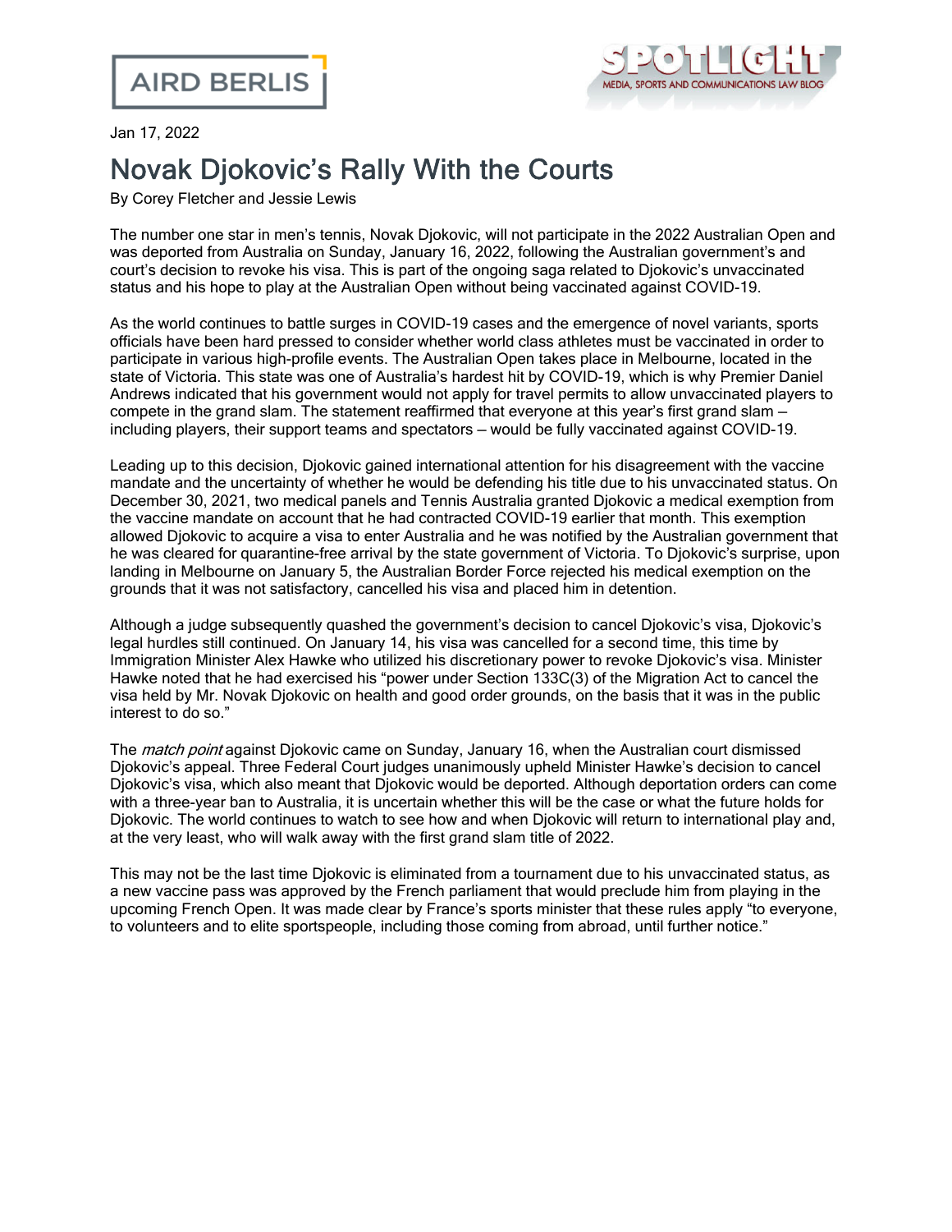Jan 17, 2022

# Novak Djokovic's Rally With the Courts

By Corey Fletcher and Jessie Lewis

The number one star in men's tennis, Novak Djokovic, will not participate in the 2022 Australian Open and was deported from Australia on Sunday, January 16, 2022, following the Australian government's and court's decision to revoke his visa. This is part of the ongoing saga related to Djokovic's unvaccinated status and his hope to play at the Australian Open without being vaccinated against COVID-19.

As the world continues to battle surges in COVID-19 cases and the emergence of novel variants, sports officials have been hard pressed to consider whether world class athletes must be vaccinated in order to participate in various high-profile events. The Australian Open takes place in Melbourne, located in the state of Victoria. This state was one of Australia's hardest hit by COVID-19, which is why Premier Daniel Andrews indicated that his government would not apply for travel permits to allow unvaccinated players to compete in the grand slam. The statement reaffirmed that everyone at this year's first grand slam – including players, their support teams and spectators – would be fully vaccinated against COVID-19.

Leading up to this decision, Djokovic gained international attention for his disagreement with the vaccine mandate and the uncertainty of whether he would be defending his title due to his unvaccinated status. On December 30, 2021, two medical panels and Tennis Australia granted Djokovic a medical exemption from the vaccine mandate on account that he had contracted COVID-19 earlier that month. This exemption allowed Djokovic to acquire a visa to enter Australia and he was notified by the Australian government that he was cleared for quarantine-free arrival by the state government of Victoria. To Djokovic's surprise, upon landing in Melbourne on January 5, the Australian Border Force rejected his medical exemption on the grounds that it was not satisfactory, cancelled his visa and placed him in detention.

Although a judge subsequently quashed the government's decision to cancel Djokovic's visa, Djokovic's legal hurdles still continued. On January 14, his visa was cancelled for a second time, this time by Immigration Minister Alex Hawke who utilized his discretionary power to revoke Djokovic's visa. Minister Hawke noted that he had exercised his "power under Section 133C(3) of the Migration Act to cancel the visa held by Mr. Novak Djokovic on health and good order grounds, on the basis that it was in the public interest to do so."

The *match point* against Djokovic came on Sunday, January 16, when the Australian court dismissed Djokovic's appeal. Three Federal Court judges unanimously upheld Minister Hawke's decision to cancel Djokovic's visa, which also meant that Djokovic would be deported. Although deportation orders can come with a three-year ban to Australia, it is uncertain whether this will be the case or what the future holds for Djokovic. The world continues to watch to see how and when Djokovic will return to international play and, at the very least, who will walk away with the first grand slam title of 2022.

This may not be the last time Djokovic is eliminated from a tournament due to his unvaccinated status, as a new vaccine pass was approved by the French parliament that would preclude him from playing in the upcoming French Open. It was made clear by France's sports minister that these rules apply "to everyone, to volunteers and to elite sportspeople, including those coming from abroad, until further notice."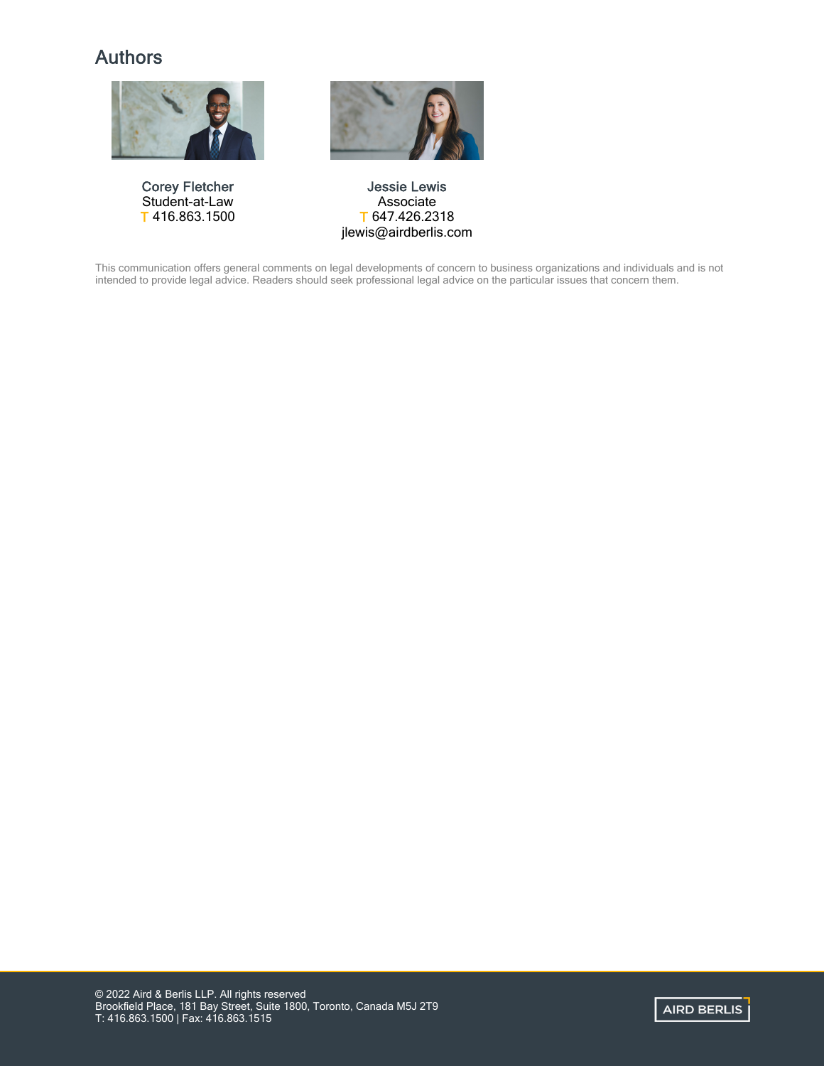## Authors

**Corey Fletcher**
Student-at-Law
T 416.863.1500

**Jessie Lewis**
Associate
T 647.426.2318
jlewis@airdberlis.com

This communication offers general comments on legal developments of concern to business organizations and individuals and is not intended to provide legal advice. Readers should seek professional legal advice on the particular issues that concern them.

© 2022 Aird & Berlis LLP. All rights reserved
Brookfield Place, 181 Bay Street, Suite 1800, Toronto, Canada M5J 2T9
T: 416.863.1500 | Fax: 416.863.1515

AIRD BERLIS